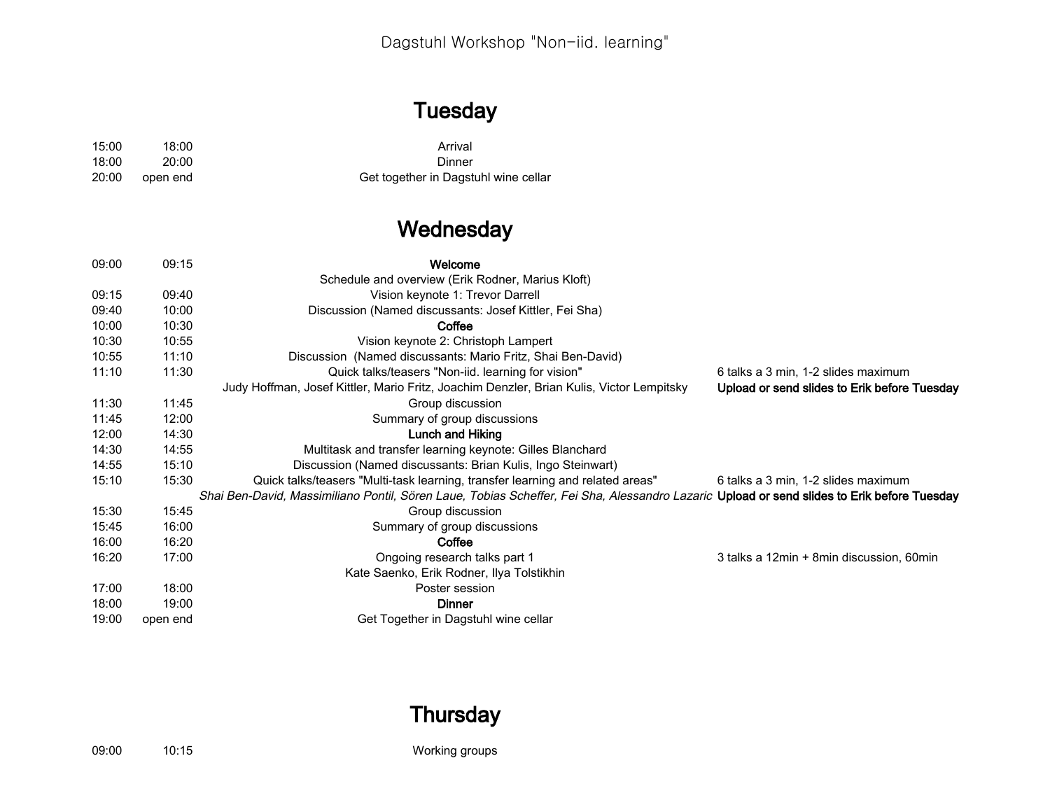Dagstuhl Workshop "Non-iid. learning"

## Tuesday

| Start | End | Event | Notes |
|---|---|---|---|
| 15:00 | 18:00 | Arrival | |
| 18:00 | 20:00 | Dinner | |
| 20:00 | open end | Get together in Dagstuhl wine cellar | |

## Wednesday

| Start | End | Event | Notes |
|---|---|---|---|
| 09:00 | 09:15 | **Welcome** | |
| | | Schedule and overview (Erik Rodner, Marius Kloft) | |
| 09:15 | 09:40 | Vision keynote 1: Trevor Darrell | |
| 09:40 | 10:00 | Discussion (Named discussants: Josef Kittler, Fei Sha) | |
| 10:00 | 10:30 | **Coffee** | |
| 10:30 | 10:55 | Vision keynote 2: Christoph Lampert | |
| 10:55 | 11:10 | Discussion (Named discussants: Mario Fritz, Shai Ben-David) | |
| 11:10 | 11:30 | Quick talks/teasers "Non-iid. learning for vision" | 6 talks a 3 min, 1-2 slides maximum |
| | | Judy Hoffman, Josef Kittler, Mario Fritz, Joachim Denzler, Brian Kulis, Victor Lempitsky | **Upload or send slides to Erik before Tuesday** |
| 11:30 | 11:45 | Group discussion | |
| 11:45 | 12:00 | Summary of group discussions | |
| 12:00 | 14:30 | **Lunch and Hiking** | |
| 14:30 | 14:55 | Multitask and transfer learning keynote: Gilles Blanchard | |
| 14:55 | 15:10 | Discussion (Named discussants: Brian Kulis, Ingo Steinwart) | |
| 15:10 | 15:30 | Quick talks/teasers "Multi-task learning, transfer learning and related areas" | 6 talks a 3 min, 1-2 slides maximum |
| | | *Shai Ben-David, Massimiliano Pontil, Sören Laue, Tobias Scheffer, Fei Sha, Alessandro Lazaric* | **Upload or send slides to Erik before Tuesday** |
| 15:30 | 15:45 | Group discussion | |
| 15:45 | 16:00 | Summary of group discussions | |
| 16:00 | 16:20 | **Coffee** | |
| 16:20 | 17:00 | Ongoing research talks part 1 | 3 talks a 12min + 8min discussion, 60min |
| | | Kate Saenko, Erik Rodner, Ilya Tolstikhin | |
| 17:00 | 18:00 | Poster session | |
| 18:00 | 19:00 | **Dinner** | |
| 19:00 | open end | Get Together in Dagstuhl wine cellar | |

## Thursday

| Start | End | Event | Notes |
|---|---|---|---|
| 09:00 | 10:15 | Working groups | |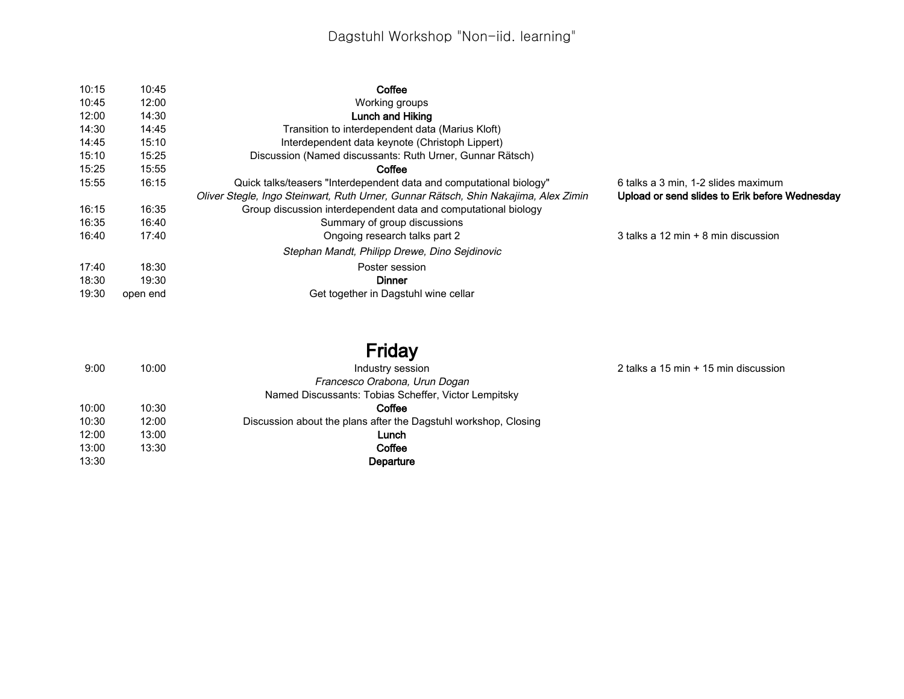Dagstuhl Workshop "Non-iid. learning"

| | | | |
|---|---|---|---|
| 10:15 | 10:45 | **Coffee** | |
| 10:45 | 12:00 | Working groups | |
| 12:00 | 14:30 | **Lunch and Hiking** | |
| 14:30 | 14:45 | Transition to interdependent data (Marius Kloft) | |
| 14:45 | 15:10 | Interdependent data keynote (Christoph Lippert) | |
| 15:10 | 15:25 | Discussion (Named discussants: Ruth Urner, Gunnar Rätsch) | |
| 15:25 | 15:55 | **Coffee** | |
| 15:55 | 16:15 | Quick talks/teasers "Interdependent data and computational biology" | 6 talks a 3 min, 1-2 slides maximum |
| | | *Oliver Stegle, Ingo Steinwart, Ruth Urner, Gunnar Rätsch, Shin Nakajima, Alex Zimin* | **Upload or send slides to Erik before Wednesday** |
| 16:15 | 16:35 | Group discussion interdependent data and computational biology | |
| 16:35 | 16:40 | Summary of group discussions | |
| 16:40 | 17:40 | Ongoing research talks part 2 | 3 talks a 12 min + 8 min discussion |
| | | *Stephan Mandt, Philipp Drewe, Dino Sejdinovic* | |
| 17:40 | 18:30 | Poster session | |
| 18:30 | 19:30 | **Dinner** | |
| 19:30 | open end | Get together in Dagstuhl wine cellar | |

## Friday

| | | | |
|---|---|---|---|
| 9:00 | 10:00 | Industry session | 2 talks a 15 min + 15 min discussion |
| | | *Francesco Orabona, Urun Dogan* | |
| | | Named Discussants: Tobias Scheffer, Victor Lempitsky | |
| 10:00 | 10:30 | **Coffee** | |
| 10:30 | 12:00 | Discussion about the plans after the Dagstuhl workshop, Closing | |
| 12:00 | 13:00 | **Lunch** | |
| 13:00 | 13:30 | **Coffee** | |
| 13:30 | | **Departure** | |